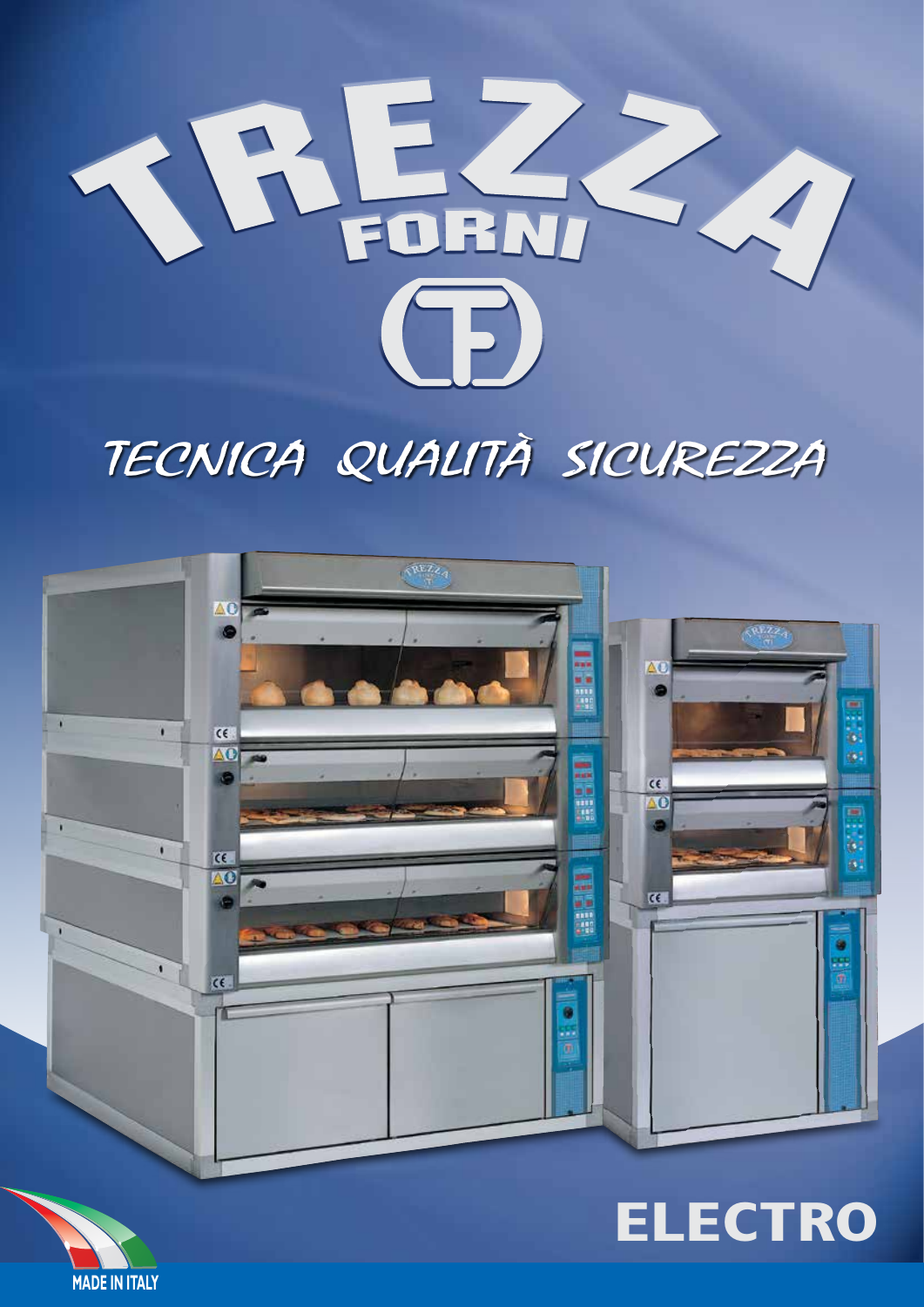# TREZZA FORNI

*TECNICA QUALITÀ SICUREZZA*

## ELECTRO

MADE IN ITALY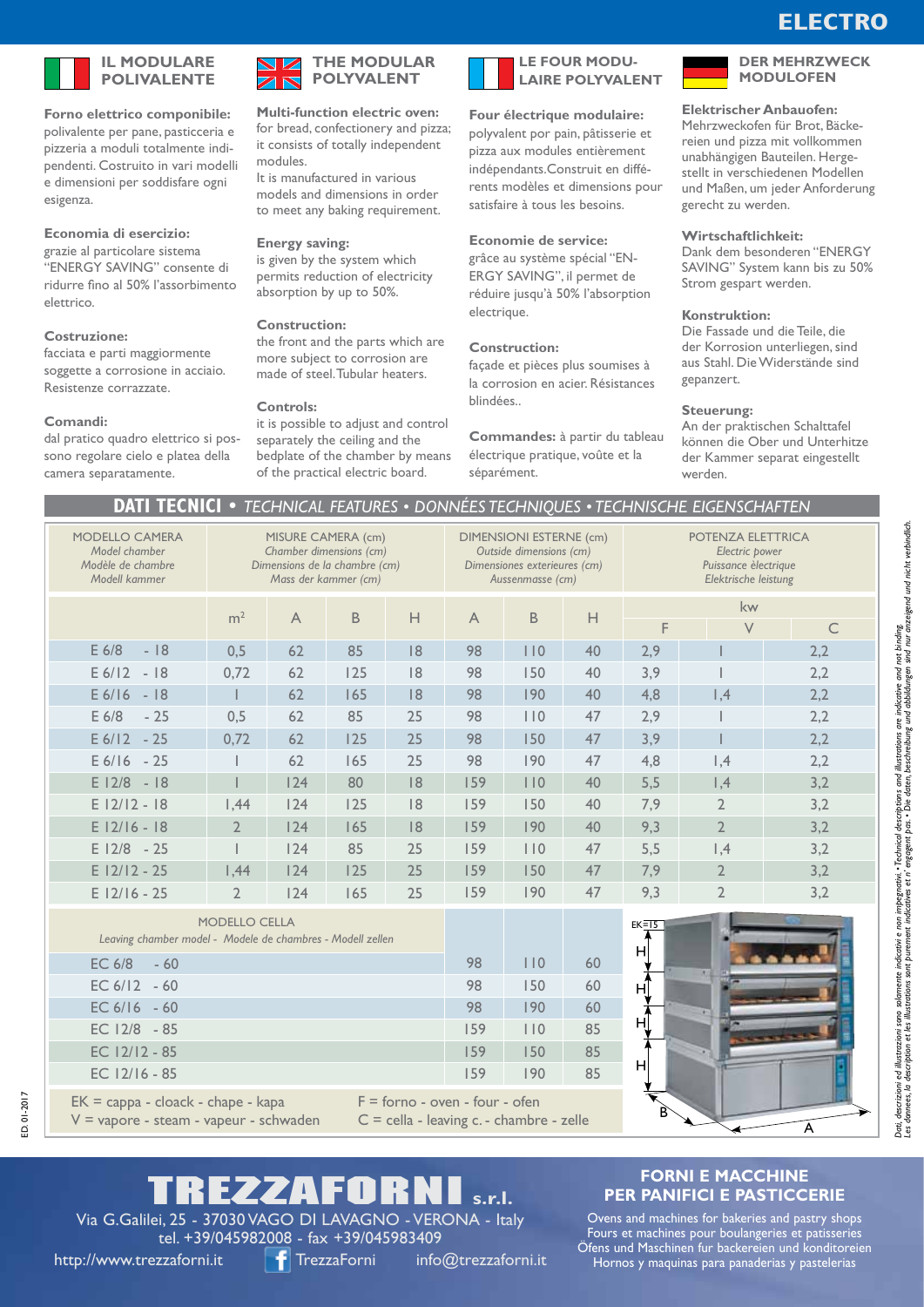ELECTRO

## IL MODULARE POLIVALENTE

**Forno elettrico componibile:** polivalente per pane, pasticceria e pizzeria a moduli totalmente indipendenti. Costruito in vari modelli e dimensioni per soddisfare ogni esigenza.

**Economia di esercizio:** grazie al particolare sistema "ENERGY SAVING" consente di ridurre fino al 50% l'assorbimento elettrico.

**Costruzione:** facciata e parti maggiormente soggette a corrosione in acciaio. Resistenze corrazzate.

**Comandi:** dal pratico quadro elettrico si possono regolare cielo e platea della camera separatamente.

## THE MODULAR POLYVALENT

**Multi-function electric oven:** for bread, confectionery and pizza; it consists of totally independent modules.
It is manufactured in various models and dimensions in order to meet any baking requirement.

**Energy saving:** is given by the system which permits reduction of electricity absorption by up to 50%.

**Construction:** the front and the parts which are more subject to corrosion are made of steel. Tubular heaters.

**Controls:** it is possible to adjust and control separately the ceiling and the bedplate of the chamber by means of the practical electric board.

## LE FOUR MODULAIRE POLYVALENT

**Four électrique modulaire:** polyvalent por pain, pâtisserie et pizza aux modules entièrement indépendants.Construit en différents modèles et dimensions pour satisfaire à tous les besoins.

**Economie de service:** grâce au système spécial "ENERGY SAVING", il permet de réduire jusqu'à 50% l'absorption electrique.

**Construction:** façade et pièces plus soumises à la corrosion en acier. Résistances blindées..

**Commandes:** à partir du tableau électrique pratique, voûte et la séparément.

## DER MEHRZWECK MODULOFEN

**Elektrischer Anbauofen:** Mehrzweckofen für Brot, Bäckereien und pizza mit vollkommen unabhängigen Bauteilen. Hergestellt in verschiedenen Modellen und Maßen, um jeder Anforderung gerecht zu werden.

**Wirtschaftlichkeit:** Dank dem besonderen "ENERGY SAVING" System kann bis zu 50% Strom gespart werden.

**Konstruktion:** Die Fassade und die Teile, die der Korrosion unterliegen, sind aus Stahl. Die Widerstände sind gepanzert.

**Steuerung:** An der praktischen Schalttafel können die Ober und Unterhitze der Kammer separat eingestellt werden.

## DATI TECNICI • *TECHNICAL FEATURES • DONNÉES TECHNIQUES • TECHNISCHE EIGENSCHAFTEN*

| MODELLO CAMERA *Model chamber Modèle de chambre Modell kammer* | MISURE CAMERA (cm) *Chamber dimensions (cm) Dimensions de la chambre (cm) Mass der kammer (cm)* | | | | DIMENSIONI ESTERNE (cm) *Outside dimensions (cm) Dimensiones exterieures (cm) Aussenmasse (cm)* | | | POTENZA ELETTRICA *Electric power Puissance électrique Elektrische leistung* kw | | |
|---|---|---|---|---|---|---|---|---|---|---|
| | $m^2$ | A | B | H | A | B | H | F | V | C |
| E 6/8 - 18 | 0,5 | 62 | 85 | 18 | 98 | 110 | 40 | 2,9 | 1 | 2,2 |
| E 6/12 - 18 | 0,72 | 62 | 125 | 18 | 98 | 150 | 40 | 3,9 | 1 | 2,2 |
| E 6/16 - 18 | 1 | 62 | 165 | 18 | 98 | 190 | 40 | 4,8 | 1,4 | 2,2 |
| E 6/8 - 25 | 0,5 | 62 | 85 | 25 | 98 | 110 | 47 | 2,9 | 1 | 2,2 |
| E 6/12 - 25 | 0,72 | 62 | 125 | 25 | 98 | 150 | 47 | 3,9 | 1 | 2,2 |
| E 6/16 - 25 | 1 | 62 | 165 | 25 | 98 | 190 | 47 | 4,8 | 1,4 | 2,2 |
| E 12/8 - 18 | 1 | 124 | 80 | 18 | 159 | 110 | 40 | 5,5 | 1,4 | 3,2 |
| E 12/12 - 18 | 1,44 | 124 | 125 | 18 | 159 | 150 | 40 | 7,9 | 2 | 3,2 |
| E 12/16 - 18 | 2 | 124 | 165 | 18 | 159 | 190 | 40 | 9,3 | 2 | 3,2 |
| E 12/8 - 25 | 1 | 124 | 85 | 25 | 159 | 110 | 47 | 5,5 | 1,4 | 3,2 |
| E 12/12 - 25 | 1,44 | 124 | 125 | 25 | 159 | 150 | 47 | 7,9 | 2 | 3,2 |
| E 12/16 - 25 | 2 | 124 | 165 | 25 | 159 | 190 | 47 | 9,3 | 2 | 3,2 |

| MODELLO CELLA *Leaving chamber model - Modele de chambres - Modell zellen* | A | B | H |
|---|---|---|---|
| EC 6/8 - 60 | 98 | 110 | 60 |
| EC 6/12 - 60 | 98 | 150 | 60 |
| EC 6/16 - 60 | 98 | 190 | 60 |
| EC 12/8 - 85 | 159 | 110 | 85 |
| EC 12/12 - 85 | 159 | 150 | 85 |
| EC 12/16 - 85 | 159 | 190 | 85 |

EK = cappa - cloack - chape - kapa
V = vapore - steam - vapeur - schwaden
F = forno - oven - four - ofen
C = cella - leaving c. - chambre - zelle

EK=15
H
H
H
H
B
A

*Dati, descrizioni ed illustrazioni sono solamente indicativi e non impegnativi. • Technical descriptions and illustrations are indicative and not binding. Les donnees, la description et les illustrations sont purement indicatives et n' engagent pas. • Die daten, beschreibung und abbildungen sind nur anzeigend und nicht verbindlich.*

ED. 01-2017

**TREZZAFORNI s.r.l.**
Via G.Galilei, 25 - 37030 VAGO DI LAVAGNO - VERONA - Italy
tel. +39/045982008 - fax +39/045983409
http://www.trezzaforni.it TrezzaForni info@trezzaforni.it

**FORNI E MACCHINE PER PANIFICI E PASTICCERIE**
Ovens and machines for bakeries and pastry shops
Fours et machines pour boulangeries et patisseries
Öfens und Maschinen fur backereien und konditoreien
Hornos y maquinas para panaderias y pastelerias